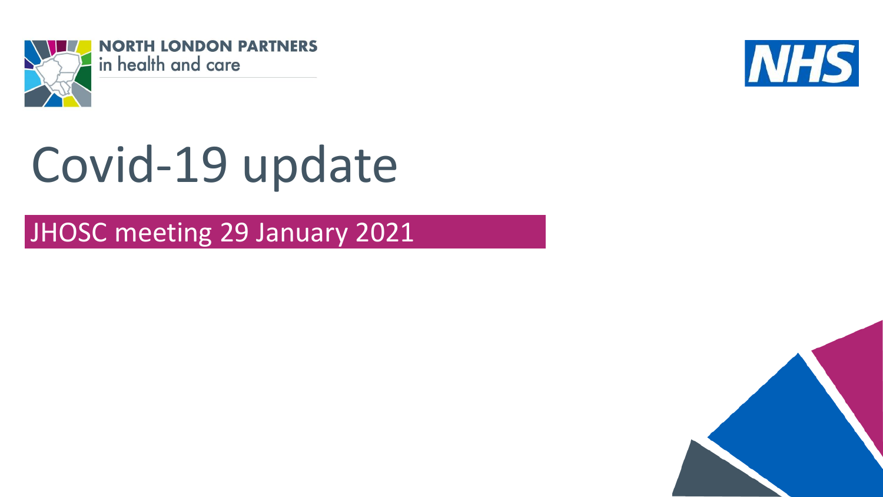NORTH LONDON PARTNERS
in health and care

NHS

# Covid-19 update

JHOSC meeting 29 January 2021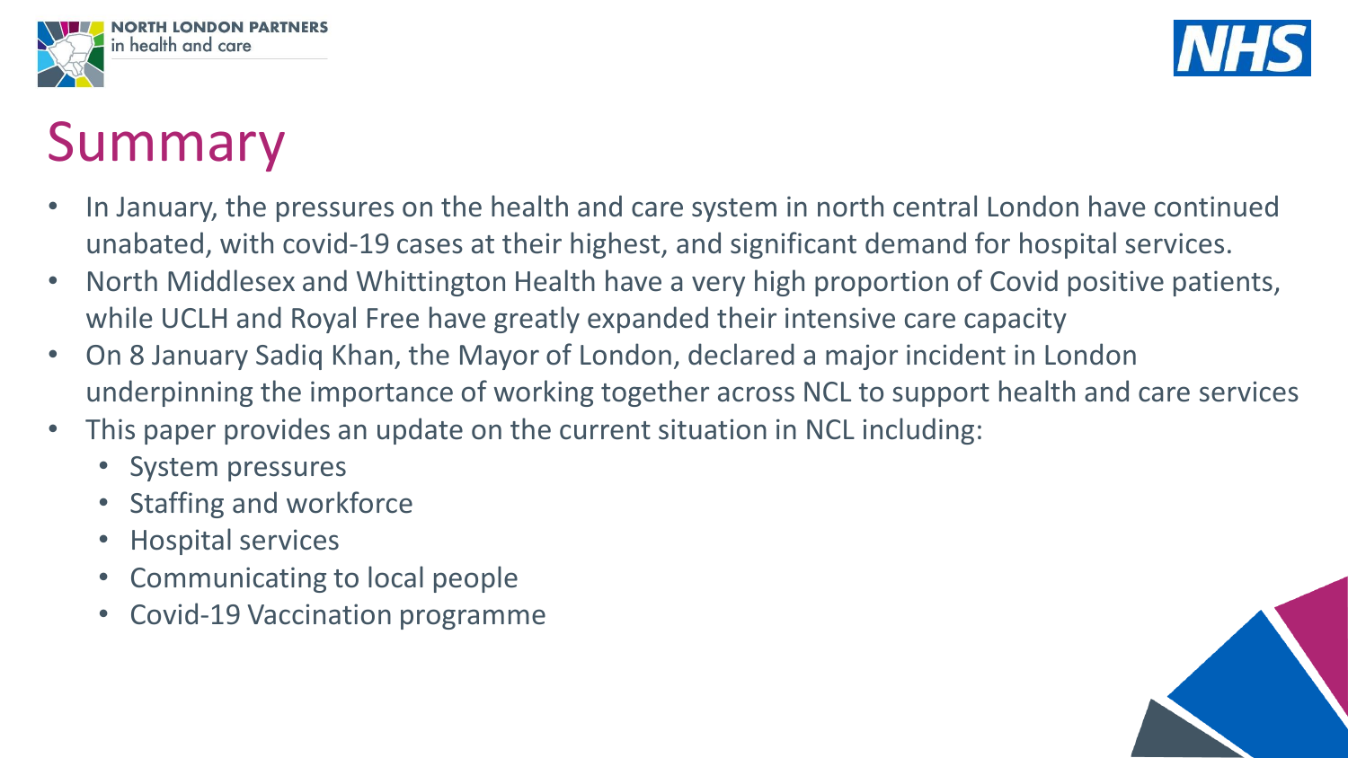# Summary

- In January, the pressures on the health and care system in north central London have continued unabated, with covid-19 cases at their highest, and significant demand for hospital services.
- North Middlesex and Whittington Health have a very high proportion of Covid positive patients, while UCLH and Royal Free have greatly expanded their intensive care capacity
- On 8 January Sadiq Khan, the Mayor of London, declared a major incident in London underpinning the importance of working together across NCL to support health and care services
- This paper provides an update on the current situation in NCL including:
  - System pressures
  - Staffing and workforce
  - Hospital services
  - Communicating to local people
  - Covid-19 Vaccination programme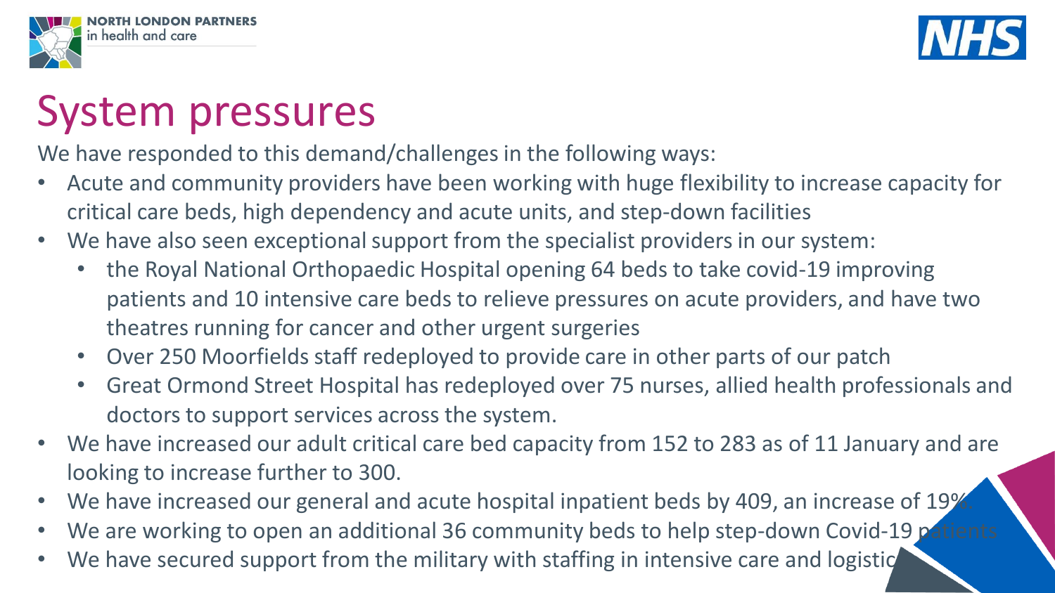# System pressures

We have responded to this demand/challenges in the following ways:

- Acute and community providers have been working with huge flexibility to increase capacity for critical care beds, high dependency and acute units, and step-down facilities
- We have also seen exceptional support from the specialist providers in our system:
  - the Royal National Orthopaedic Hospital opening 64 beds to take covid-19 improving patients and 10 intensive care beds to relieve pressures on acute providers, and have two theatres running for cancer and other urgent surgeries
  - Over 250 Moorfields staff redeployed to provide care in other parts of our patch
  - Great Ormond Street Hospital has redeployed over 75 nurses, allied health professionals and doctors to support services across the system.
- We have increased our adult critical care bed capacity from 152 to 283 as of 11 January and are looking to increase further to 300.
- We have increased our general and acute hospital inpatient beds by 409, an increase of 19%.
- We are working to open an additional 36 community beds to help step-down Covid-19 patients
- We have secured support from the military with staffing in intensive care and logistics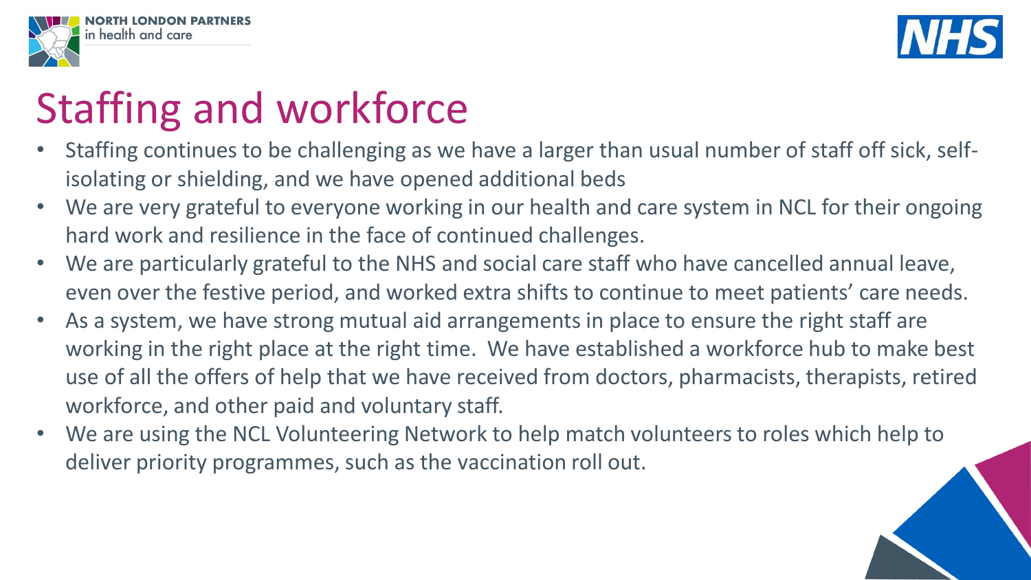# Staffing and workforce

- Staffing continues to be challenging as we have a larger than usual number of staff off sick, self-isolating or shielding, and we have opened additional beds
- We are very grateful to everyone working in our health and care system in NCL for their ongoing hard work and resilience in the face of continued challenges.
- We are particularly grateful to the NHS and social care staff who have cancelled annual leave, even over the festive period, and worked extra shifts to continue to meet patients' care needs.
- As a system, we have strong mutual aid arrangements in place to ensure the right staff are working in the right place at the right time. We have established a workforce hub to make best use of all the offers of help that we have received from doctors, pharmacists, therapists, retired workforce, and other paid and voluntary staff.
- We are using the NCL Volunteering Network to help match volunteers to roles which help to deliver priority programmes, such as the vaccination roll out.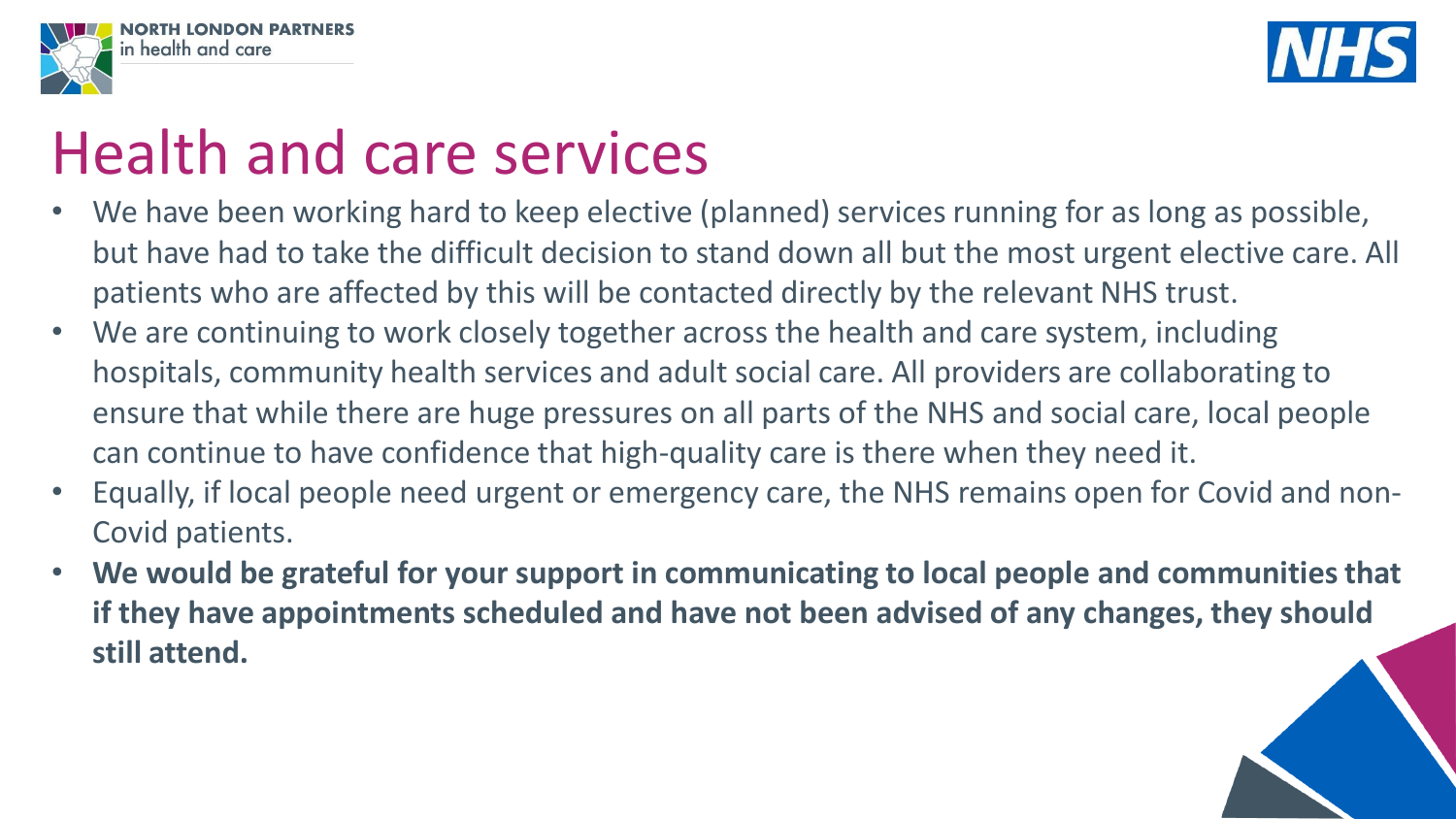# Health and care services

- We have been working hard to keep elective (planned) services running for as long as possible, but have had to take the difficult decision to stand down all but the most urgent elective care. All patients who are affected by this will be contacted directly by the relevant NHS trust.
- We are continuing to work closely together across the health and care system, including hospitals, community health services and adult social care. All providers are collaborating to ensure that while there are huge pressures on all parts of the NHS and social care, local people can continue to have confidence that high-quality care is there when they need it.
- Equally, if local people need urgent or emergency care, the NHS remains open for Covid and non-Covid patients.
- **We would be grateful for your support in communicating to local people and communities that if they have appointments scheduled and have not been advised of any changes, they should still attend.**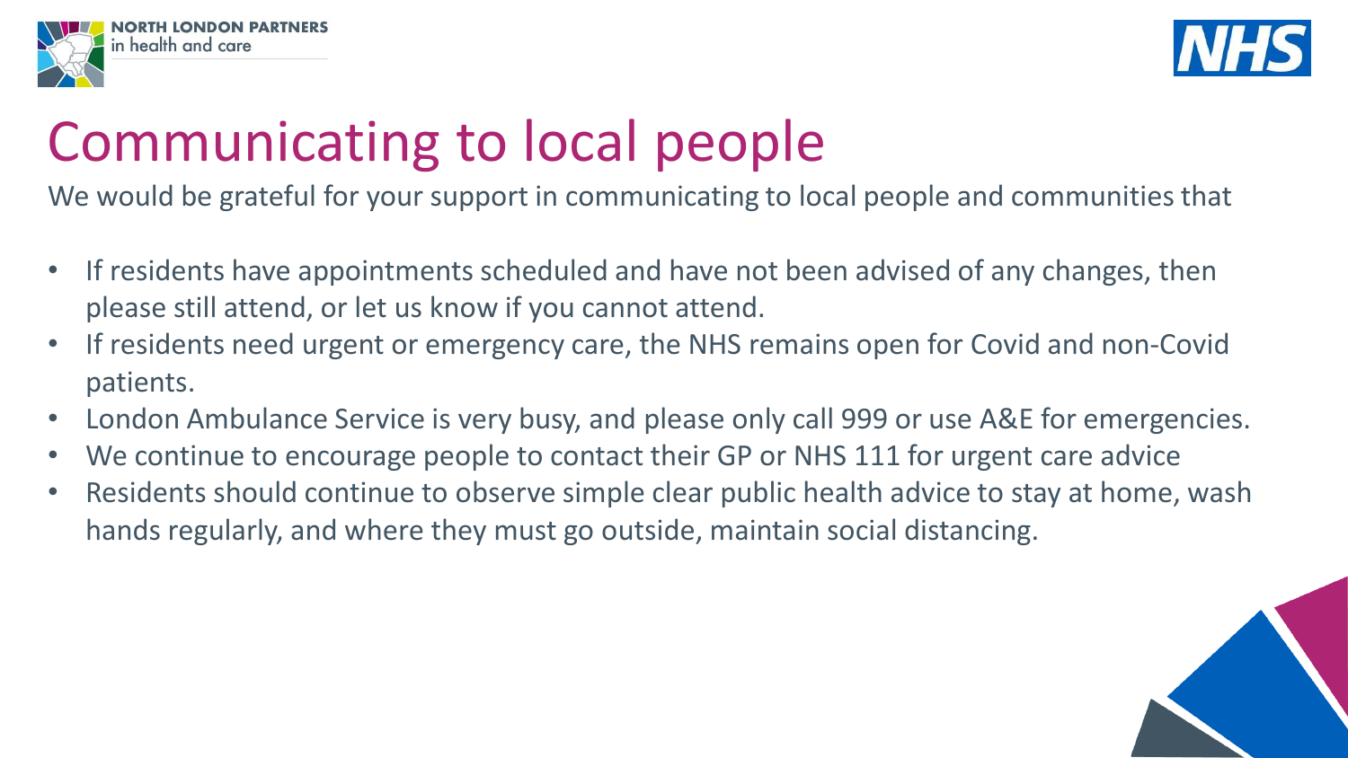# Communicating to local people

We would be grateful for your support in communicating to local people and communities that

- If residents have appointments scheduled and have not been advised of any changes, then please still attend, or let us know if you cannot attend.
- If residents need urgent or emergency care, the NHS remains open for Covid and non-Covid patients.
- London Ambulance Service is very busy, and please only call 999 or use A&E for emergencies.
- We continue to encourage people to contact their GP or NHS 111 for urgent care advice
- Residents should continue to observe simple clear public health advice to stay at home, wash hands regularly, and where they must go outside, maintain social distancing.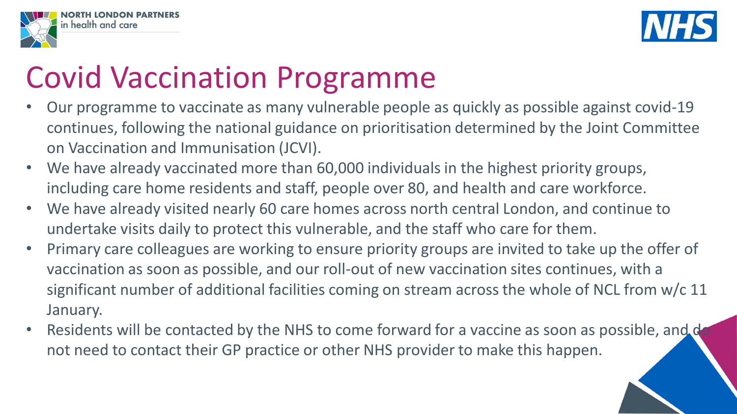# Covid Vaccination Programme

- Our programme to vaccinate as many vulnerable people as quickly as possible against covid-19 continues, following the national guidance on prioritisation determined by the Joint Committee on Vaccination and Immunisation (JCVI).
- We have already vaccinated more than 60,000 individuals in the highest priority groups, including care home residents and staff, people over 80, and health and care workforce.
- We have already visited nearly 60 care homes across north central London, and continue to undertake visits daily to protect this vulnerable, and the staff who care for them.
- Primary care colleagues are working to ensure priority groups are invited to take up the offer of vaccination as soon as possible, and our roll-out of new vaccination sites continues, with a significant number of additional facilities coming on stream across the whole of NCL from w/c 11 January.
- Residents will be contacted by the NHS to come forward for a vaccine as soon as possible, and do not need to contact their GP practice or other NHS provider to make this happen.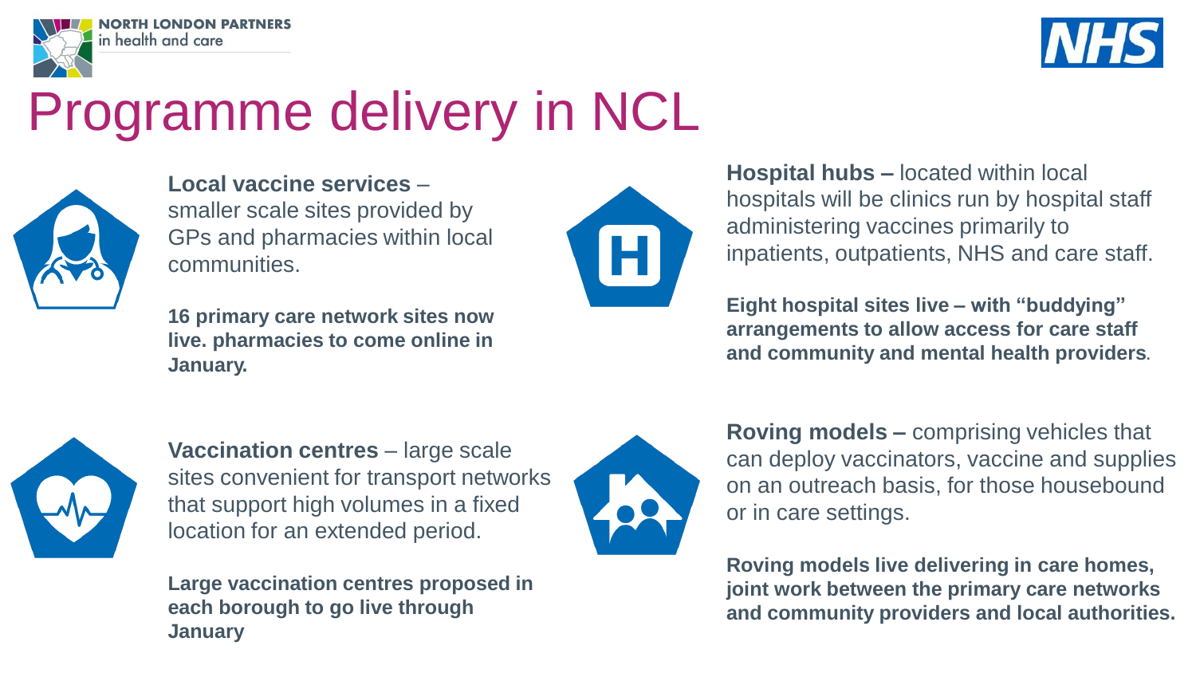# Programme delivery in NCL

**Local vaccine services** – smaller scale sites provided by GPs and pharmacies within local communities.

**16 primary care network sites now live. pharmacies to come online in January.**

**Vaccination centres** – large scale sites convenient for transport networks that support high volumes in a fixed location for an extended period.

**Large vaccination centres proposed in each borough to go live through January**

**Hospital hubs –** located within local hospitals will be clinics run by hospital staff administering vaccines primarily to inpatients, outpatients, NHS and care staff.

**Eight hospital sites live – with "buddying" arrangements to allow access for care staff and community and mental health providers**.

**Roving models –** comprising vehicles that can deploy vaccinators, vaccine and supplies on an outreach basis, for those housebound or in care settings.

**Roving models live delivering in care homes, joint work between the primary care networks and community providers and local authorities.**